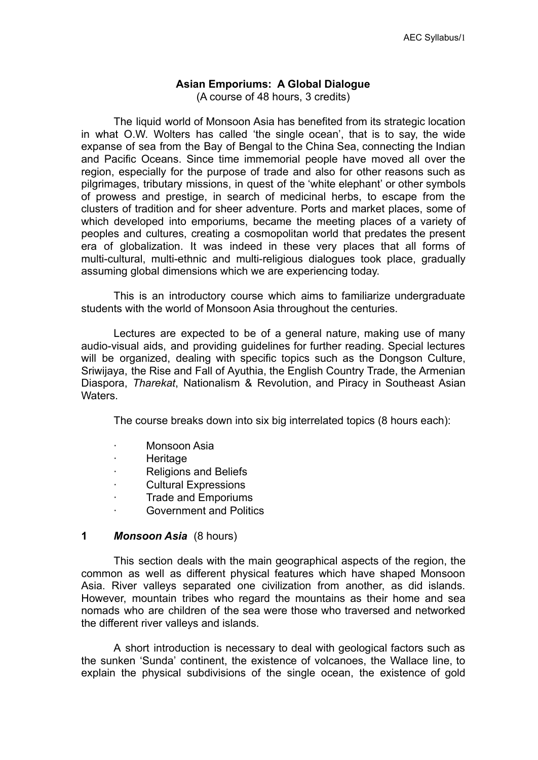# Asian Emporiums: A Global Dialogue

(A course of 48 hours, 3 credits)

The liquid world of Monsoon Asia has benefited from its strategic location in what O.W. Wolters has called 'the single ocean', that is to say, the wide expanse of sea from the Bay of Bengal to the China Sea, connecting the Indian and Pacific Oceans. Since time immemorial people have moved all over the region, especially for the purpose of trade and also for other reasons such as pilgrimages, tributary missions, in quest of the 'white elephant' or other symbols of prowess and prestige, in search of medicinal herbs, to escape from the clusters of tradition and for sheer adventure. Ports and market places, some of which developed into emporiums, became the meeting places of a variety of peoples and cultures, creating a cosmopolitan world that predates the present era of globalization. It was indeed in these very places that all forms of multi-cultural, multi-ethnic and multi-religious dialogues took place, gradually assuming global dimensions which we are experiencing today.

This is an introductory course which aims to familiarize undergraduate students with the world of Monsoon Asia throughout the centuries.

Lectures are expected to be of a general nature, making use of many audio-visual aids, and providing guidelines for further reading. Special lectures will be organized, dealing with specific topics such as the Dongson Culture, Sriwijaya, the Rise and Fall of Ayuthia, the English Country Trade, the Armenian Diaspora, *Tharekat*, Nationalism & Revolution, and Piracy in Southeast Asian Waters.

The course breaks down into six big interrelated topics (8 hours each):

- Monsoon Asia
- Heritage
- Religions and Beliefs
- Cultural Expressions
- Trade and Emporiums
- Government and Politics

## 1 *Monsoon Asia* (8 hours)

This section deals with the main geographical aspects of the region, the common as well as different physical features which have shaped Monsoon Asia. River valleys separated one civilization from another, as did islands. However, mountain tribes who regard the mountains as their home and sea nomads who are children of the sea were those who traversed and networked the different river valleys and islands.

A short introduction is necessary to deal with geological factors such as the sunken 'Sunda' continent, the existence of volcanoes, the Wallace line, to explain the physical subdivisions of the single ocean, the existence of gold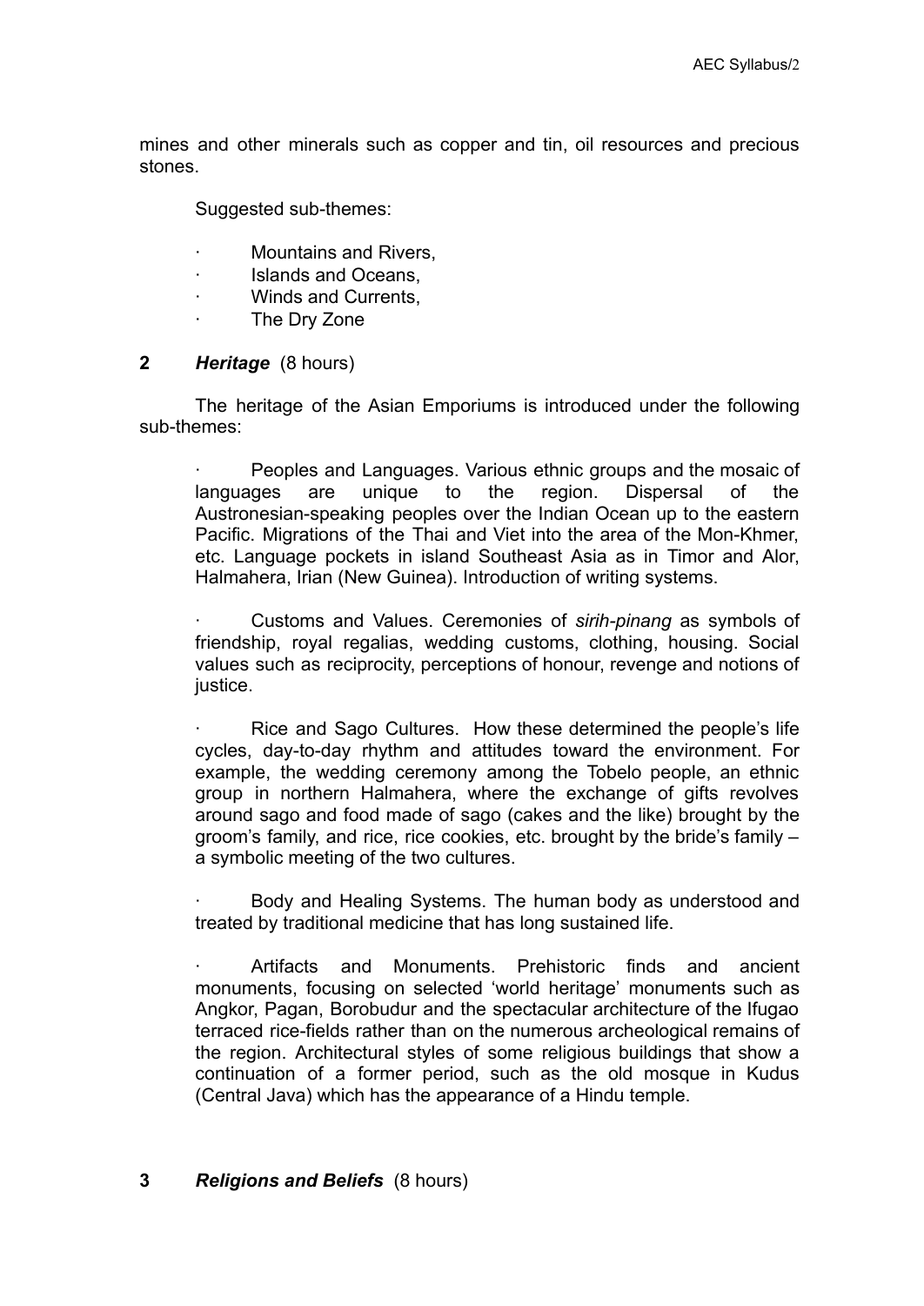mines and other minerals such as copper and tin, oil resources and precious stones.

Suggested sub-themes:

- Mountains and Rivers,
- Islands and Oceans,
- Winds and Currents,
- The Dry Zone

## 2 *Heritage* (8 hours)

The heritage of the Asian Emporiums is introduced under the following sub-themes:

- Peoples and Languages. Various ethnic groups and the mosaic of languages are unique to the region. Dispersal of the Austronesian-speaking peoples over the Indian Ocean up to the eastern Pacific. Migrations of the Thai and Viet into the area of the Mon-Khmer, etc. Language pockets in island Southeast Asia as in Timor and Alor, Halmahera, Irian (New Guinea). Introduction of writing systems.

- Customs and Values. Ceremonies of *sirih-pinang* as symbols of friendship, royal regalias, wedding customs, clothing, housing. Social values such as reciprocity, perceptions of honour, revenge and notions of justice.

- Rice and Sago Cultures. How these determined the people's life cycles, day-to-day rhythm and attitudes toward the environment. For example, the wedding ceremony among the Tobelo people, an ethnic group in northern Halmahera, where the exchange of gifts revolves around sago and food made of sago (cakes and the like) brought by the groom's family, and rice, rice cookies, etc. brought by the bride's family – a symbolic meeting of the two cultures.

- Body and Healing Systems. The human body as understood and treated by traditional medicine that has long sustained life.

- Artifacts and Monuments. Prehistoric finds and ancient monuments, focusing on selected 'world heritage' monuments such as Angkor, Pagan, Borobudur and the spectacular architecture of the Ifugao terraced rice-fields rather than on the numerous archeological remains of the region. Architectural styles of some religious buildings that show a continuation of a former period, such as the old mosque in Kudus (Central Java) which has the appearance of a Hindu temple.

## 3 *Religions and Beliefs* (8 hours)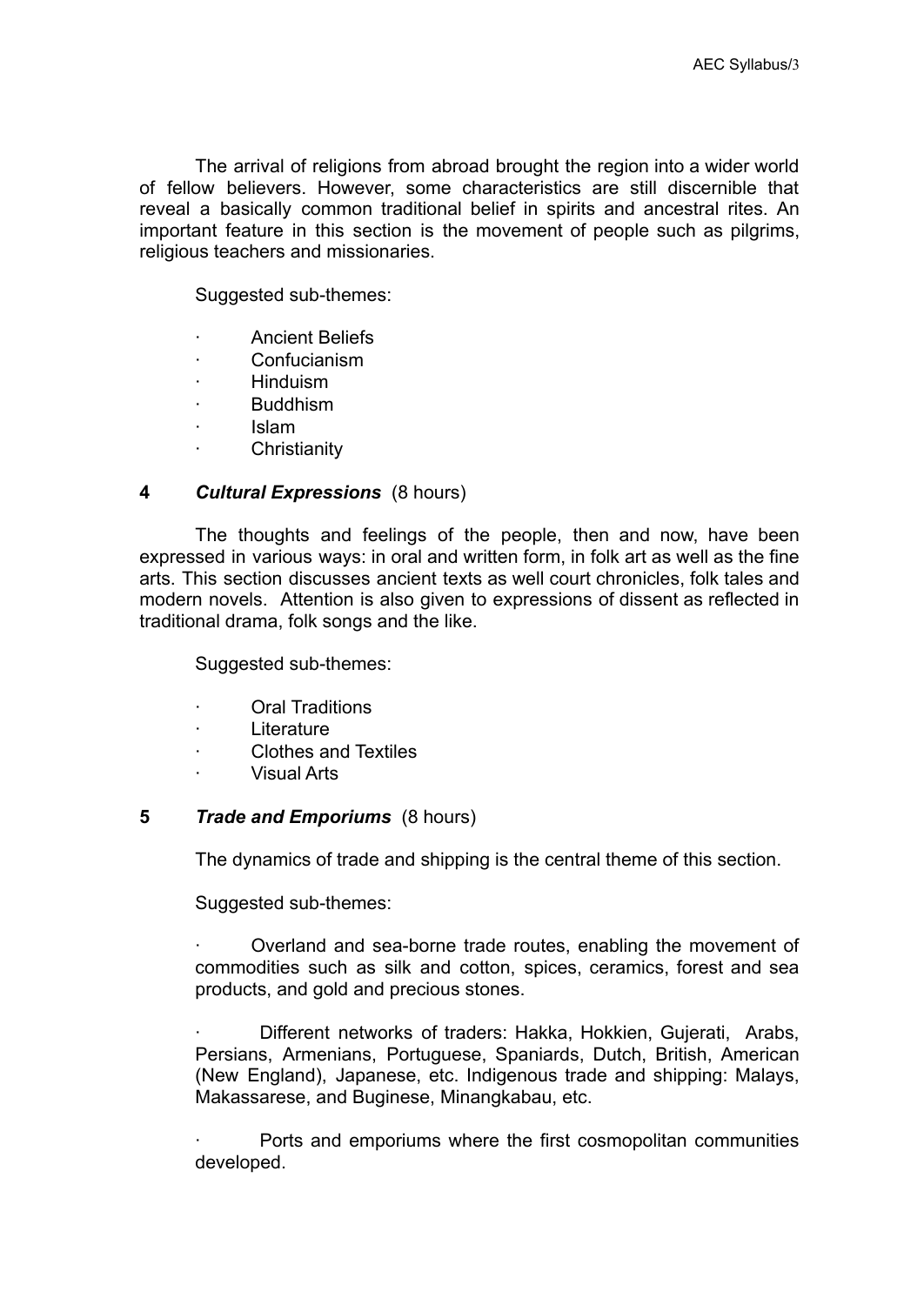The arrival of religions from abroad brought the region into a wider world of fellow believers. However, some characteristics are still discernible that reveal a basically common traditional belief in spirits and ancestral rites. An important feature in this section is the movement of people such as pilgrims, religious teachers and missionaries.

Suggested sub-themes:

- Ancient Beliefs
- Confucianism
- Hinduism
- Buddhism
- Islam
- Christianity

## 4 *Cultural Expressions* (8 hours)

The thoughts and feelings of the people, then and now, have been expressed in various ways: in oral and written form, in folk art as well as the fine arts. This section discusses ancient texts as well court chronicles, folk tales and modern novels. Attention is also given to expressions of dissent as reflected in traditional drama, folk songs and the like.

Suggested sub-themes:

- Oral Traditions
- Literature
- Clothes and Textiles
- Visual Arts

## 5 *Trade and Emporiums* (8 hours)

The dynamics of trade and shipping is the central theme of this section.

Suggested sub-themes:

- Overland and sea-borne trade routes, enabling the movement of commodities such as silk and cotton, spices, ceramics, forest and sea products, and gold and precious stones.

- Different networks of traders: Hakka, Hokkien, Gujerati, Arabs, Persians, Armenians, Portuguese, Spaniards, Dutch, British, American (New England), Japanese, etc. Indigenous trade and shipping: Malays, Makassarese, and Buginese, Minangkabau, etc.

- Ports and emporiums where the first cosmopolitan communities developed.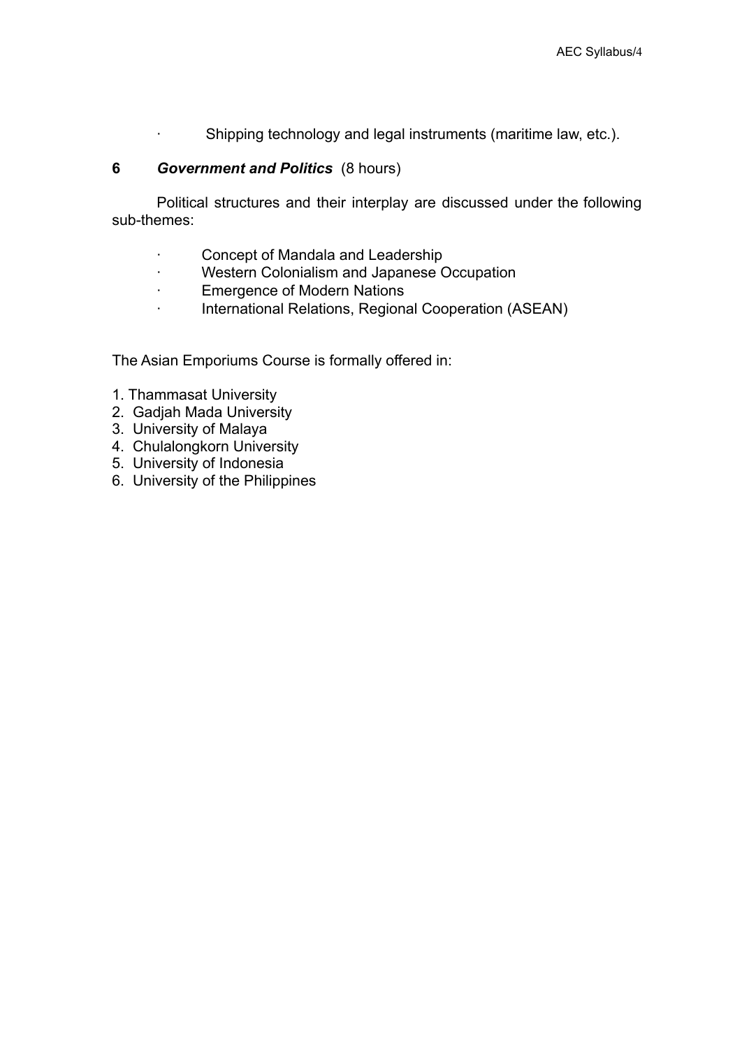- Shipping technology and legal instruments (maritime law, etc.).

### 6 *Government and Politics* (8 hours)

Political structures and their interplay are discussed under the following sub-themes:

- Concept of Mandala and Leadership
- Western Colonialism and Japanese Occupation
- Emergence of Modern Nations
- International Relations, Regional Cooperation (ASEAN)

The Asian Emporiums Course is formally offered in:

1. Thammasat University
2. Gadjah Mada University
3. University of Malaya
4. Chulalongkorn University
5. University of Indonesia
6. University of the Philippines